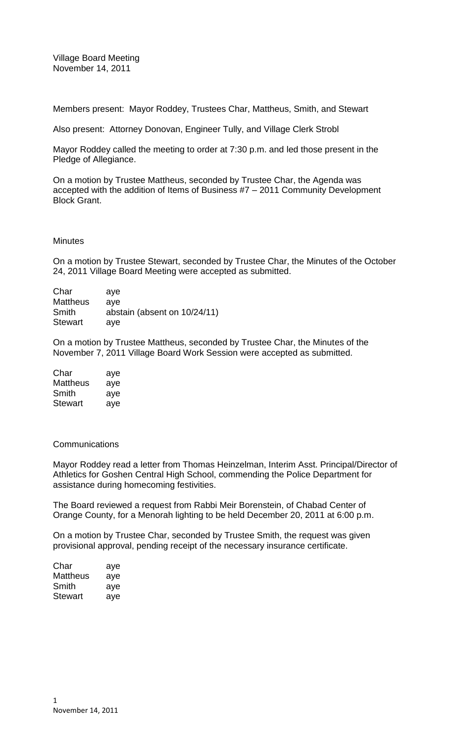Village Board Meeting
November 14, 2011

Members present: Mayor Roddey, Trustees Char, Mattheus, Smith, and Stewart

Also present: Attorney Donovan, Engineer Tully, and Village Clerk Strobl

Mayor Roddey called the meeting to order at 7:30 p.m. and led those present in the Pledge of Allegiance.

On a motion by Trustee Mattheus, seconded by Trustee Char, the Agenda was accepted with the addition of Items of Business #7 – 2011 Community Development Block Grant.

## Minutes

On a motion by Trustee Stewart, seconded by Trustee Char, the Minutes of the October 24, 2011 Village Board Meeting were accepted as submitted.

| | |
|---|---|
| Char | aye |
| Mattheus | aye |
| Smith | abstain (absent on 10/24/11) |
| Stewart | aye |

On a motion by Trustee Mattheus, seconded by Trustee Char, the Minutes of the November 7, 2011 Village Board Work Session were accepted as submitted.

| | |
|---|---|
| Char | aye |
| Mattheus | aye |
| Smith | aye |
| Stewart | aye |

## Communications

Mayor Roddey read a letter from Thomas Heinzelman, Interim Asst. Principal/Director of Athletics for Goshen Central High School, commending the Police Department for assistance during homecoming festivities.

The Board reviewed a request from Rabbi Meir Borenstein, of Chabad Center of Orange County, for a Menorah lighting to be held December 20, 2011 at 6:00 p.m.

On a motion by Trustee Char, seconded by Trustee Smith, the request was given provisional approval, pending receipt of the necessary insurance certificate.

| | |
|---|---|
| Char | aye |
| Mattheus | aye |
| Smith | aye |
| Stewart | aye |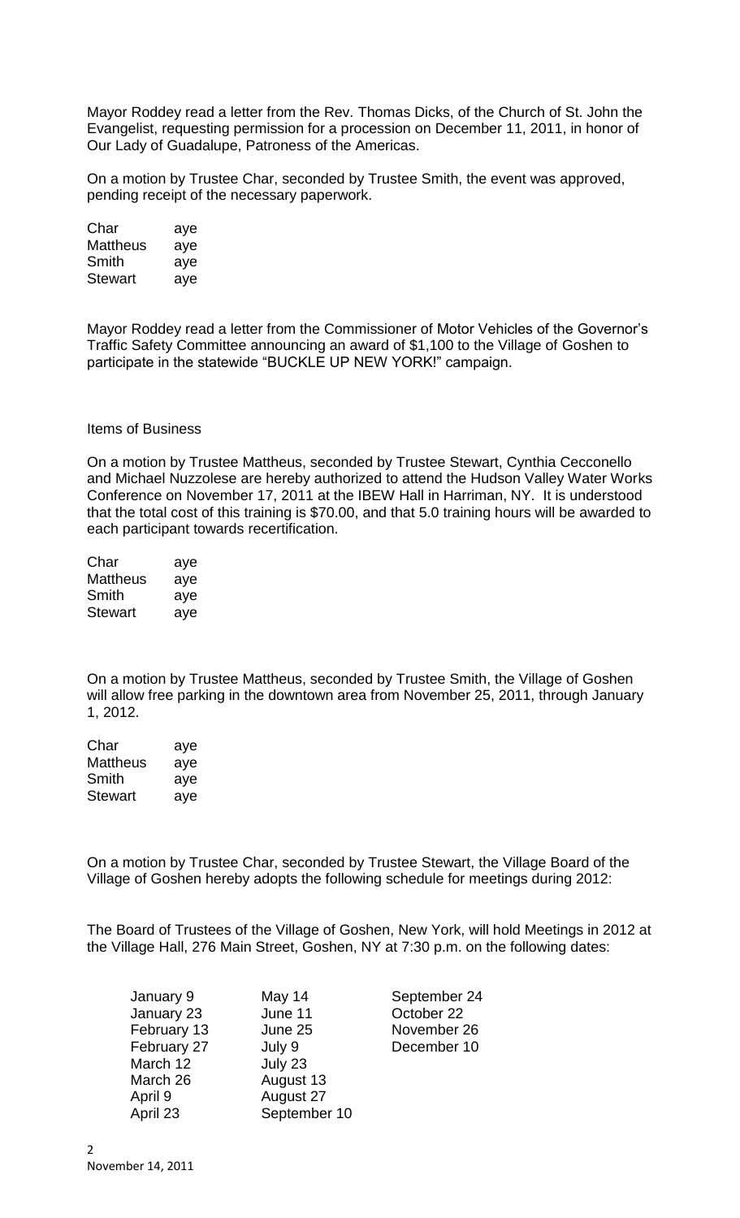Mayor Roddey read a letter from the Rev. Thomas Dicks, of the Church of St. John the Evangelist, requesting permission for a procession on December 11, 2011, in honor of Our Lady of Guadalupe, Patroness of the Americas.

On a motion by Trustee Char, seconded by Trustee Smith, the event was approved, pending receipt of the necessary paperwork.

| | |
|---|---|
| Char | aye |
| Mattheus | aye |
| Smith | aye |
| Stewart | aye |

Mayor Roddey read a letter from the Commissioner of Motor Vehicles of the Governor's Traffic Safety Committee announcing an award of $1,100 to the Village of Goshen to participate in the statewide "BUCKLE UP NEW YORK!" campaign.

Items of Business

On a motion by Trustee Mattheus, seconded by Trustee Stewart, Cynthia Cecconello and Michael Nuzzolese are hereby authorized to attend the Hudson Valley Water Works Conference on November 17, 2011 at the IBEW Hall in Harriman, NY. It is understood that the total cost of this training is $70.00, and that 5.0 training hours will be awarded to each participant towards recertification.

| | |
|---|---|
| Char | aye |
| Mattheus | aye |
| Smith | aye |
| Stewart | aye |

On a motion by Trustee Mattheus, seconded by Trustee Smith, the Village of Goshen will allow free parking in the downtown area from November 25, 2011, through January 1, 2012.

| | |
|---|---|
| Char | aye |
| Mattheus | aye |
| Smith | aye |
| Stewart | aye |

On a motion by Trustee Char, seconded by Trustee Stewart, the Village Board of the Village of Goshen hereby adopts the following schedule for meetings during 2012:

The Board of Trustees of the Village of Goshen, New York, will hold Meetings in 2012 at the Village Hall, 276 Main Street, Goshen, NY at 7:30 p.m. on the following dates:

| | | |
|---|---|---|
| January 9 | May 14 | September 24 |
| January 23 | June 11 | October 22 |
| February 13 | June 25 | November 26 |
| February 27 | July 9 | December 10 |
| March 12 | July 23 | |
| March 26 | August 13 | |
| April 9 | August 27 | |
| April 23 | September 10 | |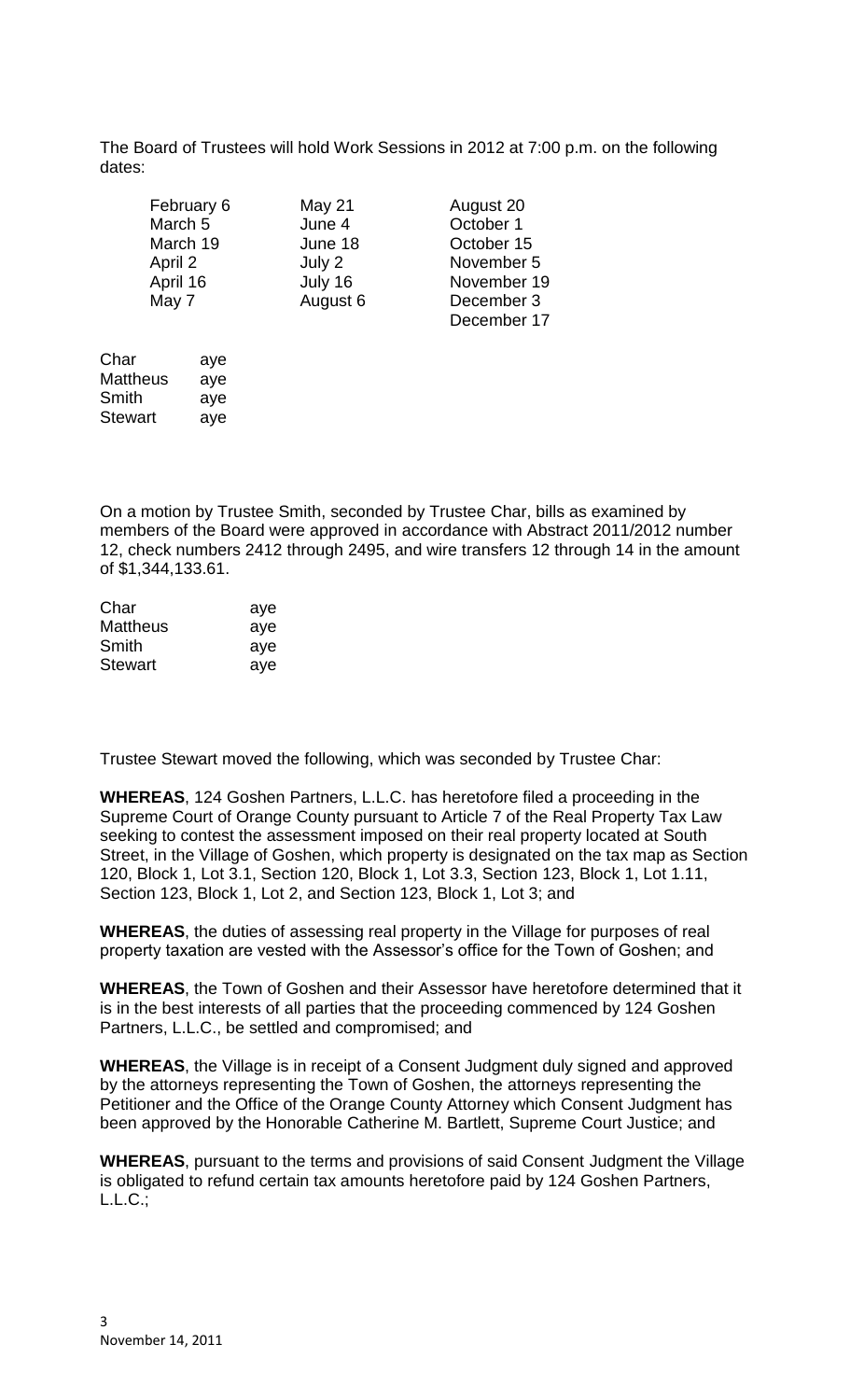The Board of Trustees will hold Work Sessions in 2012 at 7:00 p.m. on the following dates:

| | | |
|---|---|---|
| February 6 | May 21 | August 20 |
| March 5 | June 4 | October 1 |
| March 19 | June 18 | October 15 |
| April 2 | July 2 | November 5 |
| April 16 | July 16 | November 19 |
| May 7 | August 6 | December 3 |
| | | December 17 |

| | |
|---|---|
| Char | aye |
| Mattheus | aye |
| Smith | aye |
| Stewart | aye |

On a motion by Trustee Smith, seconded by Trustee Char, bills as examined by members of the Board were approved in accordance with Abstract 2011/2012 number 12, check numbers 2412 through 2495, and wire transfers 12 through 14 in the amount of $1,344,133.61.

| | |
|---|---|
| Char | aye |
| Mattheus | aye |
| Smith | aye |
| Stewart | aye |

Trustee Stewart moved the following, which was seconded by Trustee Char:

**WHEREAS**, 124 Goshen Partners, L.L.C. has heretofore filed a proceeding in the Supreme Court of Orange County pursuant to Article 7 of the Real Property Tax Law seeking to contest the assessment imposed on their real property located at South Street, in the Village of Goshen, which property is designated on the tax map as Section 120, Block 1, Lot 3.1, Section 120, Block 1, Lot 3.3, Section 123, Block 1, Lot 1.11, Section 123, Block 1, Lot 2, and Section 123, Block 1, Lot 3; and

**WHEREAS**, the duties of assessing real property in the Village for purposes of real property taxation are vested with the Assessor's office for the Town of Goshen; and

**WHEREAS**, the Town of Goshen and their Assessor have heretofore determined that it is in the best interests of all parties that the proceeding commenced by 124 Goshen Partners, L.L.C., be settled and compromised; and

**WHEREAS**, the Village is in receipt of a Consent Judgment duly signed and approved by the attorneys representing the Town of Goshen, the attorneys representing the Petitioner and the Office of the Orange County Attorney which Consent Judgment has been approved by the Honorable Catherine M. Bartlett, Supreme Court Justice; and

**WHEREAS**, pursuant to the terms and provisions of said Consent Judgment the Village is obligated to refund certain tax amounts heretofore paid by 124 Goshen Partners, L.L.C.;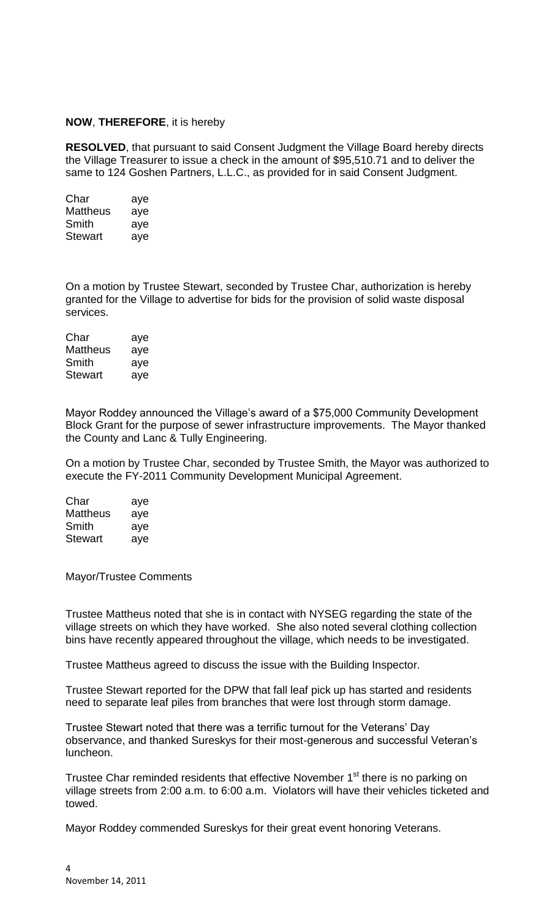**NOW**, **THEREFORE**, it is hereby

**RESOLVED**, that pursuant to said Consent Judgment the Village Board hereby directs the Village Treasurer to issue a check in the amount of $95,510.71 and to deliver the same to 124 Goshen Partners, L.L.C., as provided for in said Consent Judgment.

| | |
|---|---|
| Char | aye |
| Mattheus | aye |
| Smith | aye |
| Stewart | aye |

On a motion by Trustee Stewart, seconded by Trustee Char, authorization is hereby granted for the Village to advertise for bids for the provision of solid waste disposal services.

| | |
|---|---|
| Char | aye |
| Mattheus | aye |
| Smith | aye |
| Stewart | aye |

Mayor Roddey announced the Village's award of a $75,000 Community Development Block Grant for the purpose of sewer infrastructure improvements. The Mayor thanked the County and Lanc & Tully Engineering.

On a motion by Trustee Char, seconded by Trustee Smith, the Mayor was authorized to execute the FY-2011 Community Development Municipal Agreement.

| | |
|---|---|
| Char | aye |
| Mattheus | aye |
| Smith | aye |
| Stewart | aye |

Mayor/Trustee Comments

Trustee Mattheus noted that she is in contact with NYSEG regarding the state of the village streets on which they have worked. She also noted several clothing collection bins have recently appeared throughout the village, which needs to be investigated.

Trustee Mattheus agreed to discuss the issue with the Building Inspector.

Trustee Stewart reported for the DPW that fall leaf pick up has started and residents need to separate leaf piles from branches that were lost through storm damage.

Trustee Stewart noted that there was a terrific turnout for the Veterans' Day observance, and thanked Sureskys for their most-generous and successful Veteran's luncheon.

Trustee Char reminded residents that effective November 1st there is no parking on village streets from 2:00 a.m. to 6:00 a.m. Violators will have their vehicles ticketed and towed.

Mayor Roddey commended Sureskys for their great event honoring Veterans.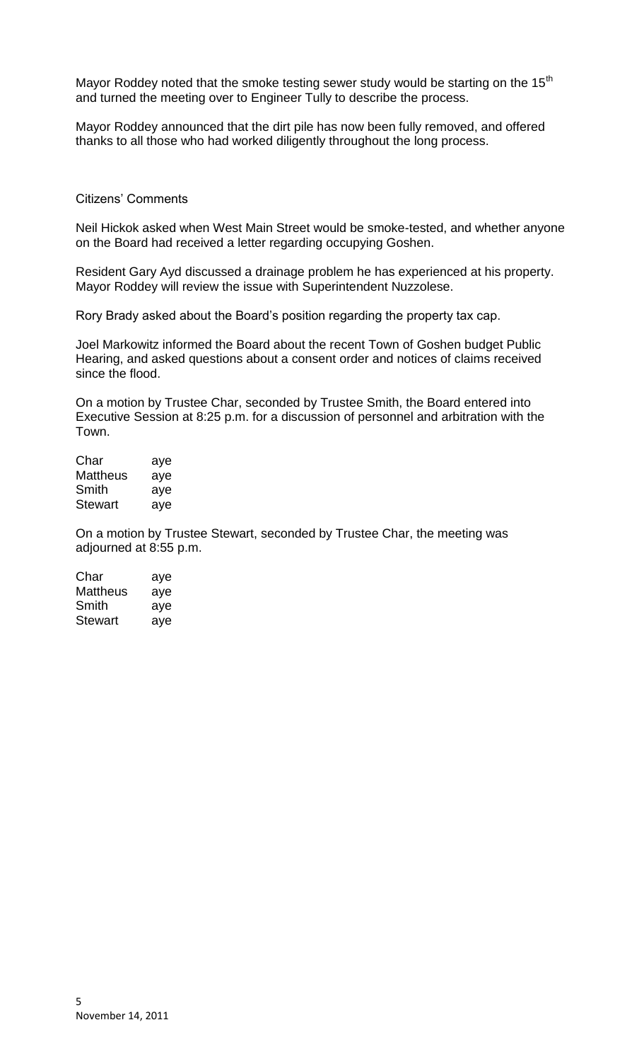Mayor Roddey noted that the smoke testing sewer study would be starting on the 15th and turned the meeting over to Engineer Tully to describe the process.

Mayor Roddey announced that the dirt pile has now been fully removed, and offered thanks to all those who had worked diligently throughout the long process.

Citizens' Comments

Neil Hickok asked when West Main Street would be smoke-tested, and whether anyone on the Board had received a letter regarding occupying Goshen.

Resident Gary Ayd discussed a drainage problem he has experienced at his property. Mayor Roddey will review the issue with Superintendent Nuzzolese.

Rory Brady asked about the Board's position regarding the property tax cap.

Joel Markowitz informed the Board about the recent Town of Goshen budget Public Hearing, and asked questions about a consent order and notices of claims received since the flood.

On a motion by Trustee Char, seconded by Trustee Smith, the Board entered into Executive Session at 8:25 p.m. for a discussion of personnel and arbitration with the Town.

| | |
|---|---|
| Char | aye |
| Mattheus | aye |
| Smith | aye |
| Stewart | aye |

On a motion by Trustee Stewart, seconded by Trustee Char, the meeting was adjourned at 8:55 p.m.

| | |
|---|---|
| Char | aye |
| Mattheus | aye |
| Smith | aye |
| Stewart | aye |